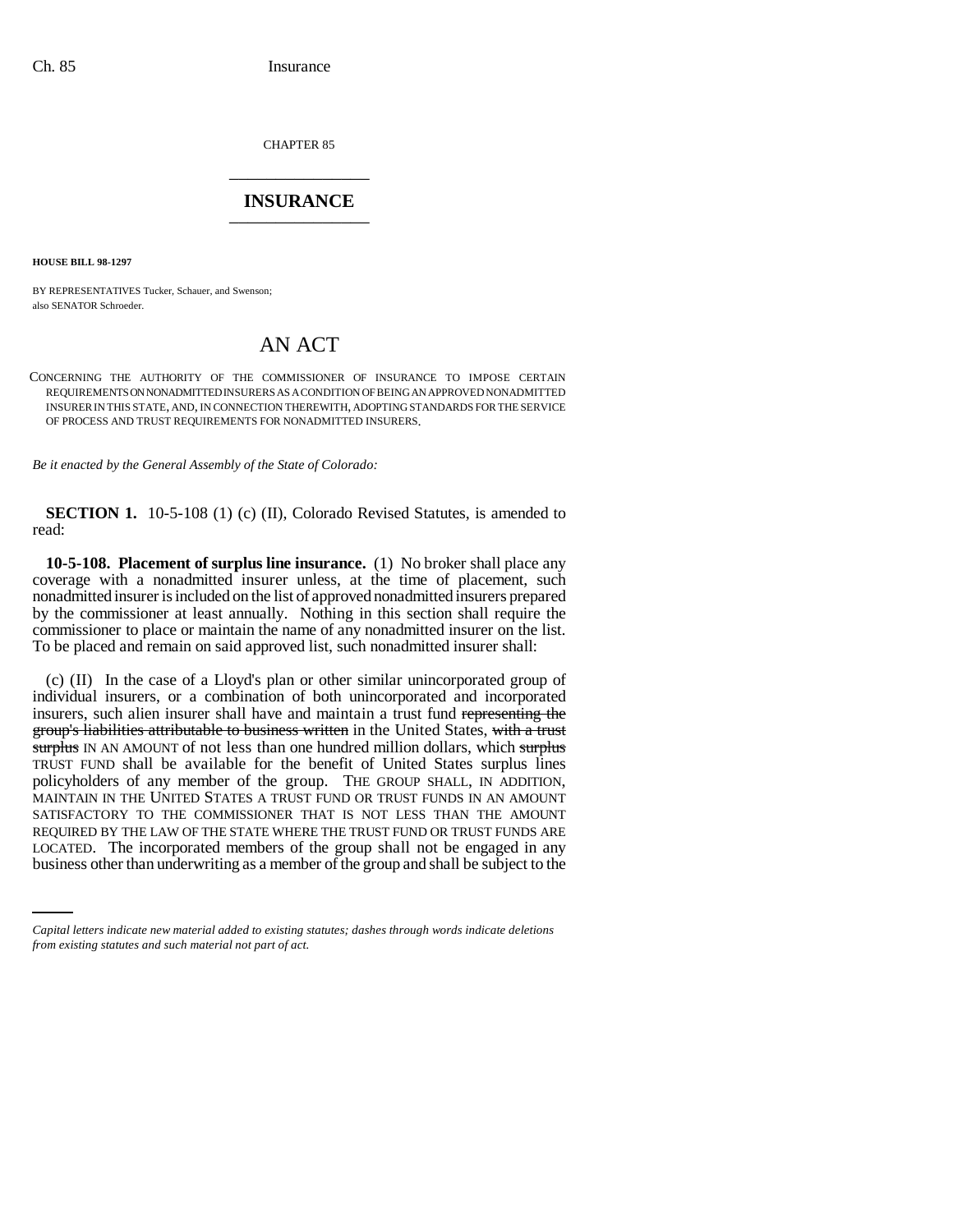CHAPTER 85

## INSURANCE

**HOUSE BILL 98-1297**

BY REPRESENTATIVES Tucker, Schauer, and Swenson;
also SENATOR Schroeder.

# AN ACT

CONCERNING THE AUTHORITY OF THE COMMISSIONER OF INSURANCE TO IMPOSE CERTAIN REQUIREMENTS ON NONADMITTED INSURERS AS A CONDITION OF BEING AN APPROVED NONADMITTED INSURER IN THIS STATE, AND, IN CONNECTION THEREWITH, ADOPTING STANDARDS FOR THE SERVICE OF PROCESS AND TRUST REQUIREMENTS FOR NONADMITTED INSURERS.

*Be it enacted by the General Assembly of the State of Colorado:*

**SECTION 1.** 10-5-108 (1) (c) (II), Colorado Revised Statutes, is amended to read:

**10-5-108. Placement of surplus line insurance.** (1) No broker shall place any coverage with a nonadmitted insurer unless, at the time of placement, such nonadmitted insurer is included on the list of approved nonadmitted insurers prepared by the commissioner at least annually. Nothing in this section shall require the commissioner to place or maintain the name of any nonadmitted insurer on the list. To be placed and remain on said approved list, such nonadmitted insurer shall:

(c) (II) In the case of a Lloyd's plan or other similar unincorporated group of individual insurers, or a combination of both unincorporated and incorporated insurers, such alien insurer shall have and maintain a trust fund ~~representing the group's liabilities attributable to business written~~ in the United States, ~~with a trust surplus~~ IN AN AMOUNT of not less than one hundred million dollars, which ~~surplus~~ TRUST FUND shall be available for the benefit of United States surplus lines policyholders of any member of the group. THE GROUP SHALL, IN ADDITION, MAINTAIN IN THE UNITED STATES A TRUST FUND OR TRUST FUNDS IN AN AMOUNT SATISFACTORY TO THE COMMISSIONER THAT IS NOT LESS THAN THE AMOUNT REQUIRED BY THE LAW OF THE STATE WHERE THE TRUST FUND OR TRUST FUNDS ARE LOCATED. The incorporated members of the group shall not be engaged in any business other than underwriting as a member of the group and shall be subject to the

*Capital letters indicate new material added to existing statutes; dashes through words indicate deletions from existing statutes and such material not part of act.*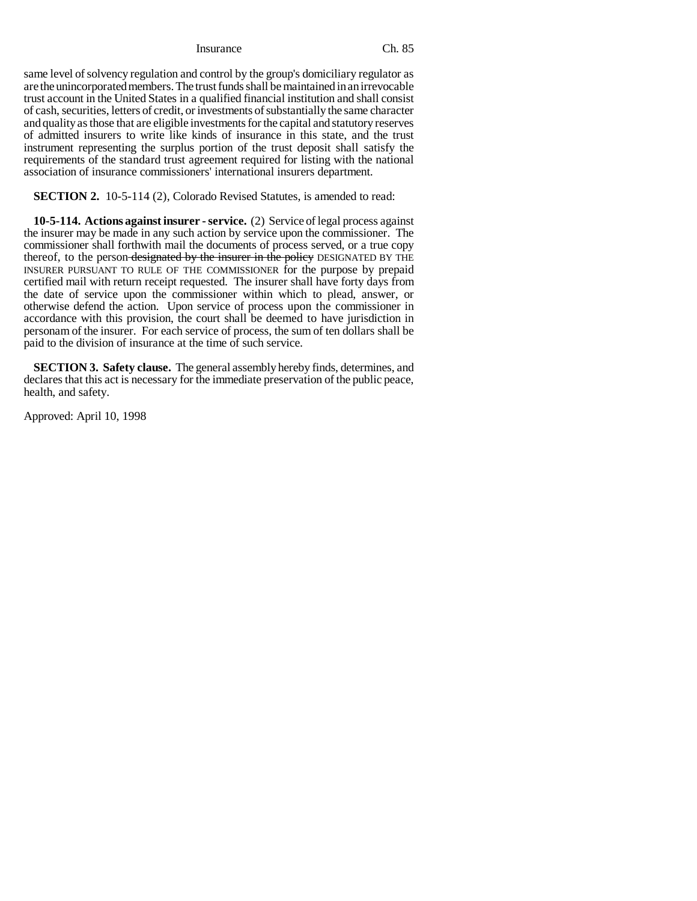same level of solvency regulation and control by the group's domiciliary regulator as are the unincorporated members. The trust funds shall be maintained in an irrevocable trust account in the United States in a qualified financial institution and shall consist of cash, securities, letters of credit, or investments of substantially the same character and quality as those that are eligible investments for the capital and statutory reserves of admitted insurers to write like kinds of insurance in this state, and the trust instrument representing the surplus portion of the trust deposit shall satisfy the requirements of the standard trust agreement required for listing with the national association of insurance commissioners' international insurers department.

**SECTION 2.** 10-5-114 (2), Colorado Revised Statutes, is amended to read:

**10-5-114. Actions against insurer - service.** (2) Service of legal process against the insurer may be made in any such action by service upon the commissioner. The commissioner shall forthwith mail the documents of process served, or a true copy thereof, to the person ~~designated by the insurer in the policy~~ DESIGNATED BY THE INSURER PURSUANT TO RULE OF THE COMMISSIONER for the purpose by prepaid certified mail with return receipt requested. The insurer shall have forty days from the date of service upon the commissioner within which to plead, answer, or otherwise defend the action. Upon service of process upon the commissioner in accordance with this provision, the court shall be deemed to have jurisdiction in personam of the insurer. For each service of process, the sum of ten dollars shall be paid to the division of insurance at the time of such service.

**SECTION 3. Safety clause.** The general assembly hereby finds, determines, and declares that this act is necessary for the immediate preservation of the public peace, health, and safety.

Approved: April 10, 1998